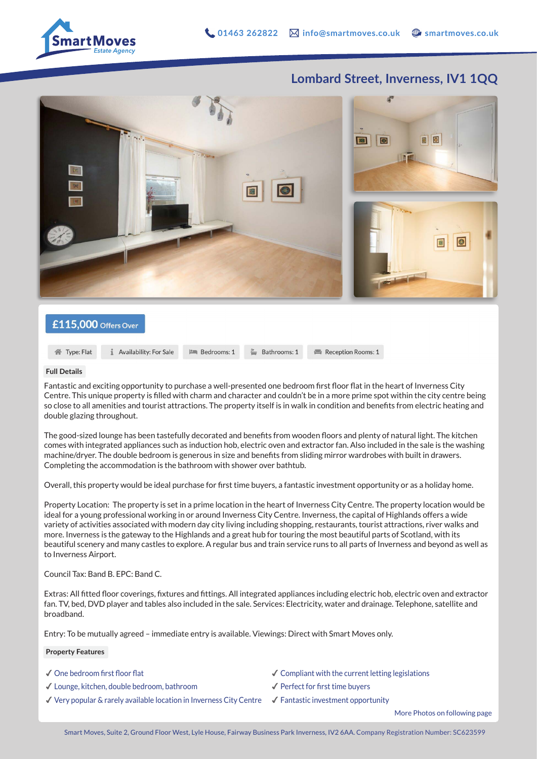SmartMoves
*Estate Agency*

01463 262822 info@smartmoves.co.uk smartmoves.co.uk

# Lombard Street, Inverness, IV1 1QQ

**£115,000** Offers Over

Type: Flat | Availability: For Sale | Bedrooms: 1 | Bathrooms: 1 | Reception Rooms: 1

## Full Details

Fantastic and exciting opportunity to purchase a well-presented one bedroom first floor flat in the heart of Inverness City Centre. This unique property is filled with charm and character and couldn't be in a more prime spot within the city centre being so close to all amenities and tourist attractions. The property itself is in walk in condition and benefits from electric heating and double glazing throughout.

The good-sized lounge has been tastefully decorated and benefits from wooden floors and plenty of natural light. The kitchen comes with integrated appliances such as induction hob, electric oven and extractor fan. Also included in the sale is the washing machine/dryer. The double bedroom is generous in size and benefits from sliding mirror wardrobes with built in drawers. Completing the accommodation is the bathroom with shower over bathtub.

Overall, this property would be ideal purchase for first time buyers, a fantastic investment opportunity or as a holiday home.

Property Location: The property is set in a prime location in the heart of Inverness City Centre. The property location would be ideal for a young professional working in or around Inverness City Centre. Inverness, the capital of Highlands offers a wide variety of activities associated with modern day city living including shopping, restaurants, tourist attractions, river walks and more. Inverness is the gateway to the Highlands and a great hub for touring the most beautiful parts of Scotland, with its beautiful scenery and many castles to explore. A regular bus and train service runs to all parts of Inverness and beyond as well as to Inverness Airport.

Council Tax: Band B. EPC: Band C.

Extras: All fitted floor coverings, fixtures and fittings. All integrated appliances including electric hob, electric oven and extractor fan. TV, bed, DVD player and tables also included in the sale. Services: Electricity, water and drainage. Telephone, satellite and broadband.

Entry: To be mutually agreed – immediate entry is available. Viewings: Direct with Smart Moves only.

## Property Features

- ✓ One bedroom first floor flat
- ✓ Lounge, kitchen, double bedroom, bathroom
- ✓ Very popular & rarely available location in Inverness City Centre
- ✓ Compliant with the current letting legislations
- ✓ Perfect for first time buyers
- ✓ Fantastic investment opportunity

More Photos on following page

Smart Moves, Suite 2, Ground Floor West, Lyle House, Fairway Business Park Inverness, IV2 6AA. Company Registration Number: SC623599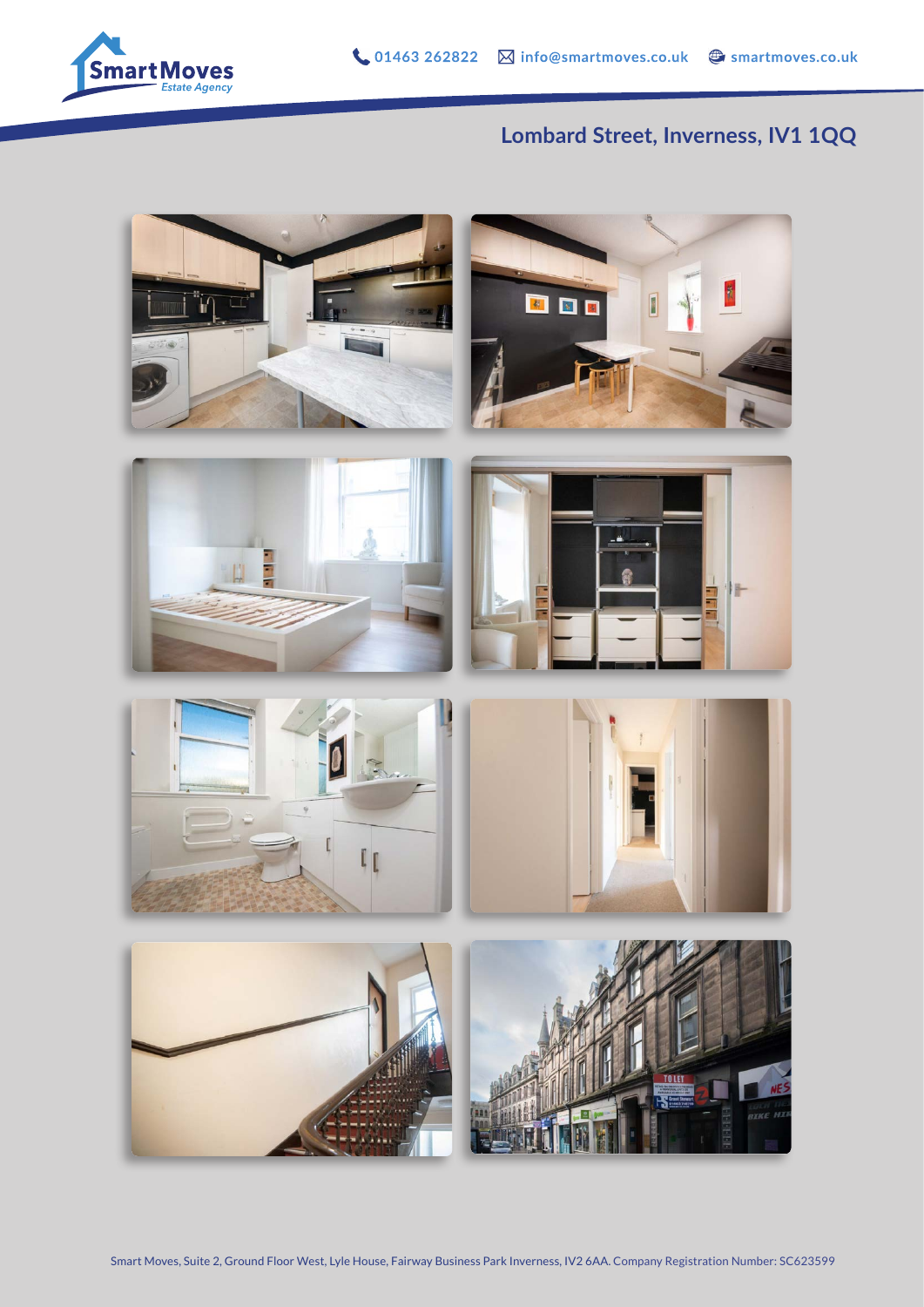## Lombard Street, Inverness, IV1 1QQ

Smart Moves, Suite 2, Ground Floor West, Lyle House, Fairway Business Park Inverness, IV2 6AA. Company Registration Number: SC623599